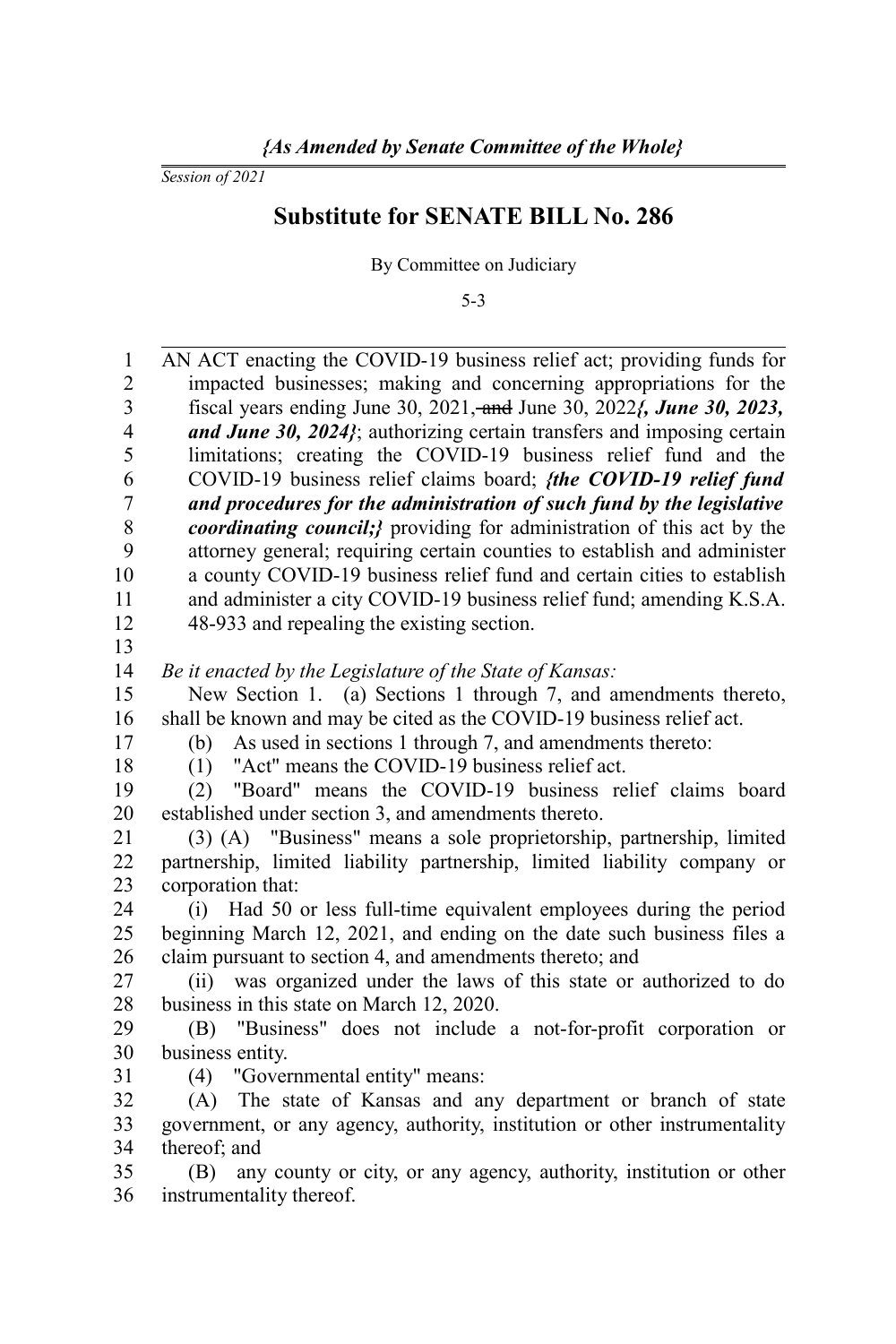*{As Amended by Senate Committee of the Whole}*

*Session of 2021*

# Substitute for SENATE BILL No. 286

By Committee on Judiciary

5-3

AN ACT enacting the COVID-19 business relief act; providing funds for impacted businesses; making and concerning appropriations for the fiscal years ending June 30, 2021, ~~and~~ June 30, 2022***{, June 30, 2023, and June 30, 2024}***; authorizing certain transfers and imposing certain limitations; creating the COVID-19 business relief fund and the COVID-19 business relief claims board; ***{the COVID-19 relief fund and procedures for the administration of such fund by the legislative coordinating council;}*** providing for administration of this act by the attorney general; requiring certain counties to establish and administer a county COVID-19 business relief fund and certain cities to establish and administer a city COVID-19 business relief fund; amending K.S.A. 48-933 and repealing the existing section.

*Be it enacted by the Legislature of the State of Kansas:*

New Section 1. (a) Sections 1 through 7, and amendments thereto, shall be known and may be cited as the COVID-19 business relief act.

(b) As used in sections 1 through 7, and amendments thereto:

(1) "Act" means the COVID-19 business relief act.

(2) "Board" means the COVID-19 business relief claims board established under section 3, and amendments thereto.

(3) (A) "Business" means a sole proprietorship, partnership, limited partnership, limited liability partnership, limited liability company or corporation that:

(i) Had 50 or less full-time equivalent employees during the period beginning March 12, 2021, and ending on the date such business files a claim pursuant to section 4, and amendments thereto; and

(ii) was organized under the laws of this state or authorized to do business in this state on March 12, 2020.

(B) "Business" does not include a not-for-profit corporation or business entity.

(4) "Governmental entity" means:

(A) The state of Kansas and any department or branch of state government, or any agency, authority, institution or other instrumentality thereof; and

(B) any county or city, or any agency, authority, institution or other instrumentality thereof.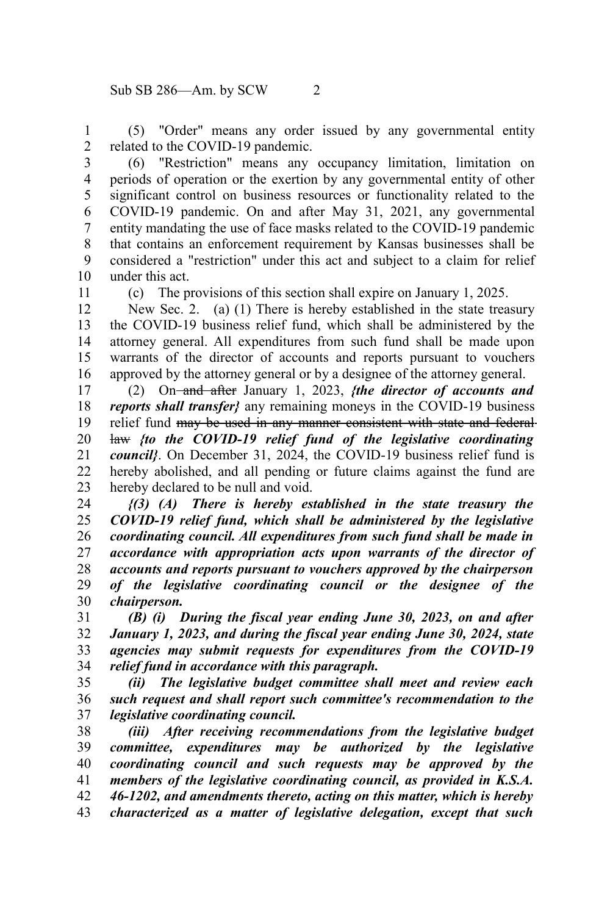(5) "Order" means any order issued by any governmental entity related to the COVID-19 pandemic.

(6) "Restriction" means any occupancy limitation, limitation on periods of operation or the exertion by any governmental entity of other significant control on business resources or functionality related to the COVID-19 pandemic. On and after May 31, 2021, any governmental entity mandating the use of face masks related to the COVID-19 pandemic that contains an enforcement requirement by Kansas businesses shall be considered a "restriction" under this act and subject to a claim for relief under this act.

(c) The provisions of this section shall expire on January 1, 2025.

New Sec. 2. (a) (1) There is hereby established in the state treasury the COVID-19 business relief fund, which shall be administered by the attorney general. All expenditures from such fund shall be made upon warrants of the director of accounts and reports pursuant to vouchers approved by the attorney general or by a designee of the attorney general.

(2) On ~~and after~~ January 1, 2023, ***{the director of accounts and reports shall transfer}*** any remaining moneys in the COVID-19 business relief fund ~~may be used in any manner consistent with state and federal law~~ ***{to the COVID-19 relief fund of the legislative coordinating council}***. On December 31, 2024, the COVID-19 business relief fund is hereby abolished, and all pending or future claims against the fund are hereby declared to be null and void.

***{(3) (A) There is hereby established in the state treasury the COVID-19 relief fund, which shall be administered by the legislative coordinating council. All expenditures from such fund shall be made in accordance with appropriation acts upon warrants of the director of accounts and reports pursuant to vouchers approved by the chairperson of the legislative coordinating council or the designee of the chairperson.***

***(B) (i) During the fiscal year ending June 30, 2023, on and after January 1, 2023, and during the fiscal year ending June 30, 2024, state agencies may submit requests for expenditures from the COVID-19 relief fund in accordance with this paragraph.***

***(ii) The legislative budget committee shall meet and review each such request and shall report such committee's recommendation to the legislative coordinating council.***

***(iii) After receiving recommendations from the legislative budget committee, expenditures may be authorized by the legislative coordinating council and such requests may be approved by the members of the legislative coordinating council, as provided in K.S.A. 46-1202, and amendments thereto, acting on this matter, which is hereby characterized as a matter of legislative delegation, except that such***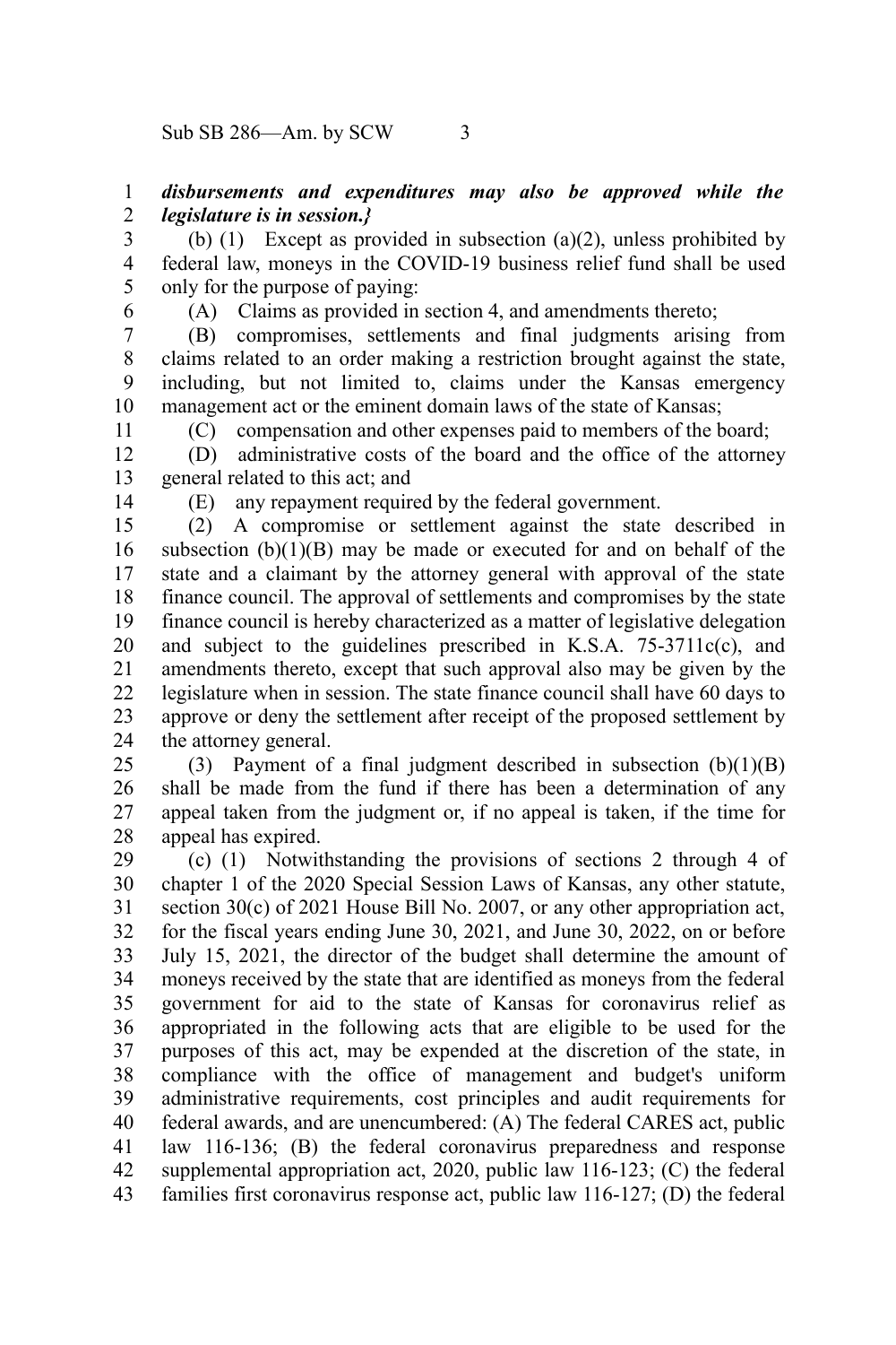***disbursements and expenditures may also be approved while the legislature is in session.}***

(b) (1) Except as provided in subsection (a)(2), unless prohibited by federal law, moneys in the COVID-19 business relief fund shall be used only for the purpose of paying:

(A) Claims as provided in section 4, and amendments thereto;

(B) compromises, settlements and final judgments arising from claims related to an order making a restriction brought against the state, including, but not limited to, claims under the Kansas emergency management act or the eminent domain laws of the state of Kansas;

(C) compensation and other expenses paid to members of the board;

(D) administrative costs of the board and the office of the attorney general related to this act; and

(E) any repayment required by the federal government.

(2) A compromise or settlement against the state described in subsection (b)(1)(B) may be made or executed for and on behalf of the state and a claimant by the attorney general with approval of the state finance council. The approval of settlements and compromises by the state finance council is hereby characterized as a matter of legislative delegation and subject to the guidelines prescribed in K.S.A. 75-3711c(c), and amendments thereto, except that such approval also may be given by the legislature when in session. The state finance council shall have 60 days to approve or deny the settlement after receipt of the proposed settlement by the attorney general.

(3) Payment of a final judgment described in subsection (b)(1)(B) shall be made from the fund if there has been a determination of any appeal taken from the judgment or, if no appeal is taken, if the time for appeal has expired.

(c) (1) Notwithstanding the provisions of sections 2 through 4 of chapter 1 of the 2020 Special Session Laws of Kansas, any other statute, section 30(c) of 2021 House Bill No. 2007, or any other appropriation act, for the fiscal years ending June 30, 2021, and June 30, 2022, on or before July 15, 2021, the director of the budget shall determine the amount of moneys received by the state that are identified as moneys from the federal government for aid to the state of Kansas for coronavirus relief as appropriated in the following acts that are eligible to be used for the purposes of this act, may be expended at the discretion of the state, in compliance with the office of management and budget's uniform administrative requirements, cost principles and audit requirements for federal awards, and are unencumbered: (A) The federal CARES act, public law 116-136; (B) the federal coronavirus preparedness and response supplemental appropriation act, 2020, public law 116-123; (C) the federal families first coronavirus response act, public law 116-127; (D) the federal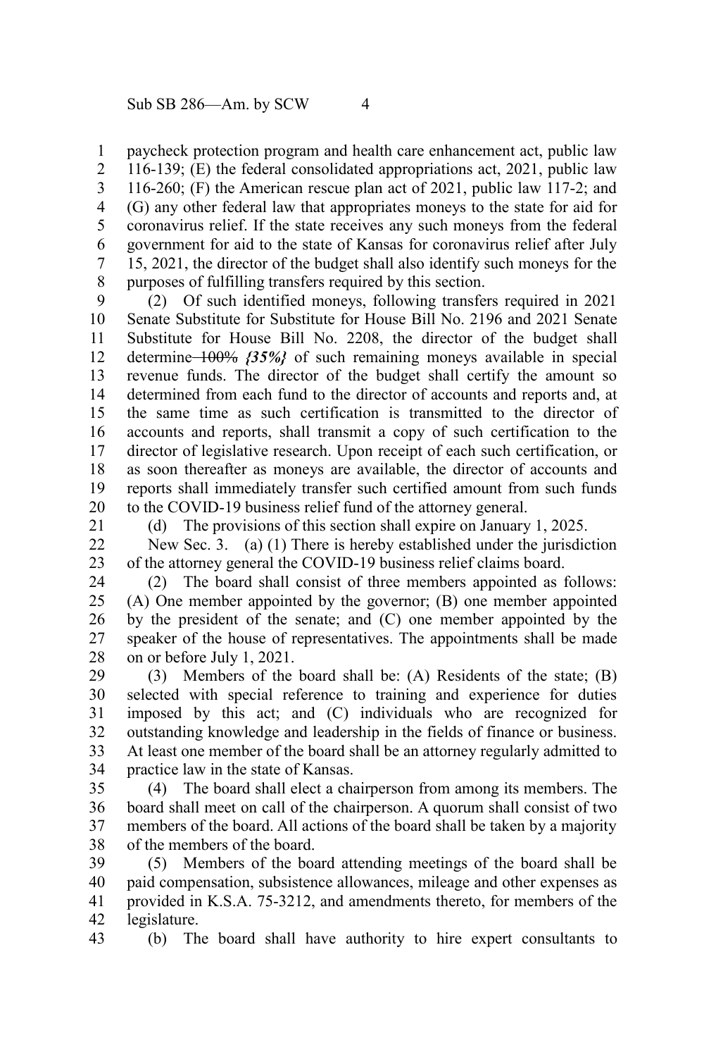paycheck protection program and health care enhancement act, public law 116-139; (E) the federal consolidated appropriations act, 2021, public law 116-260; (F) the American rescue plan act of 2021, public law 117-2; and (G) any other federal law that appropriates moneys to the state for aid for coronavirus relief. If the state receives any such moneys from the federal government for aid to the state of Kansas for coronavirus relief after July 15, 2021, the director of the budget shall also identify such moneys for the purposes of fulfilling transfers required by this section.

(2) Of such identified moneys, following transfers required in 2021 Senate Substitute for Substitute for House Bill No. 2196 and 2021 Senate Substitute for House Bill No. 2208, the director of the budget shall determine ~~100%~~ *{35%}* of such remaining moneys available in special revenue funds. The director of the budget shall certify the amount so determined from each fund to the director of accounts and reports and, at the same time as such certification is transmitted to the director of accounts and reports, shall transmit a copy of such certification to the director of legislative research. Upon receipt of each such certification, or as soon thereafter as moneys are available, the director of accounts and reports shall immediately transfer such certified amount from such funds to the COVID-19 business relief fund of the attorney general.

(d) The provisions of this section shall expire on January 1, 2025.

New Sec. 3. (a) (1) There is hereby established under the jurisdiction of the attorney general the COVID-19 business relief claims board.

(2) The board shall consist of three members appointed as follows: (A) One member appointed by the governor; (B) one member appointed by the president of the senate; and (C) one member appointed by the speaker of the house of representatives. The appointments shall be made on or before July 1, 2021.

(3) Members of the board shall be: (A) Residents of the state; (B) selected with special reference to training and experience for duties imposed by this act; and (C) individuals who are recognized for outstanding knowledge and leadership in the fields of finance or business. At least one member of the board shall be an attorney regularly admitted to practice law in the state of Kansas.

(4) The board shall elect a chairperson from among its members. The board shall meet on call of the chairperson. A quorum shall consist of two members of the board. All actions of the board shall be taken by a majority of the members of the board.

(5) Members of the board attending meetings of the board shall be paid compensation, subsistence allowances, mileage and other expenses as provided in K.S.A. 75-3212, and amendments thereto, for members of the legislature.

(b) The board shall have authority to hire expert consultants to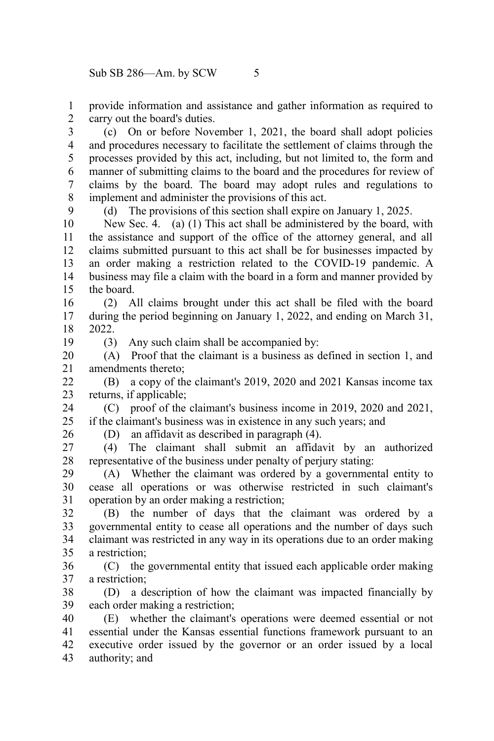provide information and assistance and gather information as required to carry out the board's duties.

(c) On or before November 1, 2021, the board shall adopt policies and procedures necessary to facilitate the settlement of claims through the processes provided by this act, including, but not limited to, the form and manner of submitting claims to the board and the procedures for review of claims by the board. The board may adopt rules and regulations to implement and administer the provisions of this act.

(d) The provisions of this section shall expire on January 1, 2025.

New Sec. 4. (a) (1) This act shall be administered by the board, with the assistance and support of the office of the attorney general, and all claims submitted pursuant to this act shall be for businesses impacted by an order making a restriction related to the COVID-19 pandemic. A business may file a claim with the board in a form and manner provided by the board.

(2) All claims brought under this act shall be filed with the board during the period beginning on January 1, 2022, and ending on March 31, 2022.

(3) Any such claim shall be accompanied by:

(A) Proof that the claimant is a business as defined in section 1, and amendments thereto;

(B) a copy of the claimant's 2019, 2020 and 2021 Kansas income tax returns, if applicable;

(C) proof of the claimant's business income in 2019, 2020 and 2021, if the claimant's business was in existence in any such years; and

(D) an affidavit as described in paragraph (4).

(4) The claimant shall submit an affidavit by an authorized representative of the business under penalty of perjury stating:

(A) Whether the claimant was ordered by a governmental entity to cease all operations or was otherwise restricted in such claimant's operation by an order making a restriction;

(B) the number of days that the claimant was ordered by a governmental entity to cease all operations and the number of days such claimant was restricted in any way in its operations due to an order making a restriction;

(C) the governmental entity that issued each applicable order making a restriction;

(D) a description of how the claimant was impacted financially by each order making a restriction;

(E) whether the claimant's operations were deemed essential or not essential under the Kansas essential functions framework pursuant to an executive order issued by the governor or an order issued by a local authority; and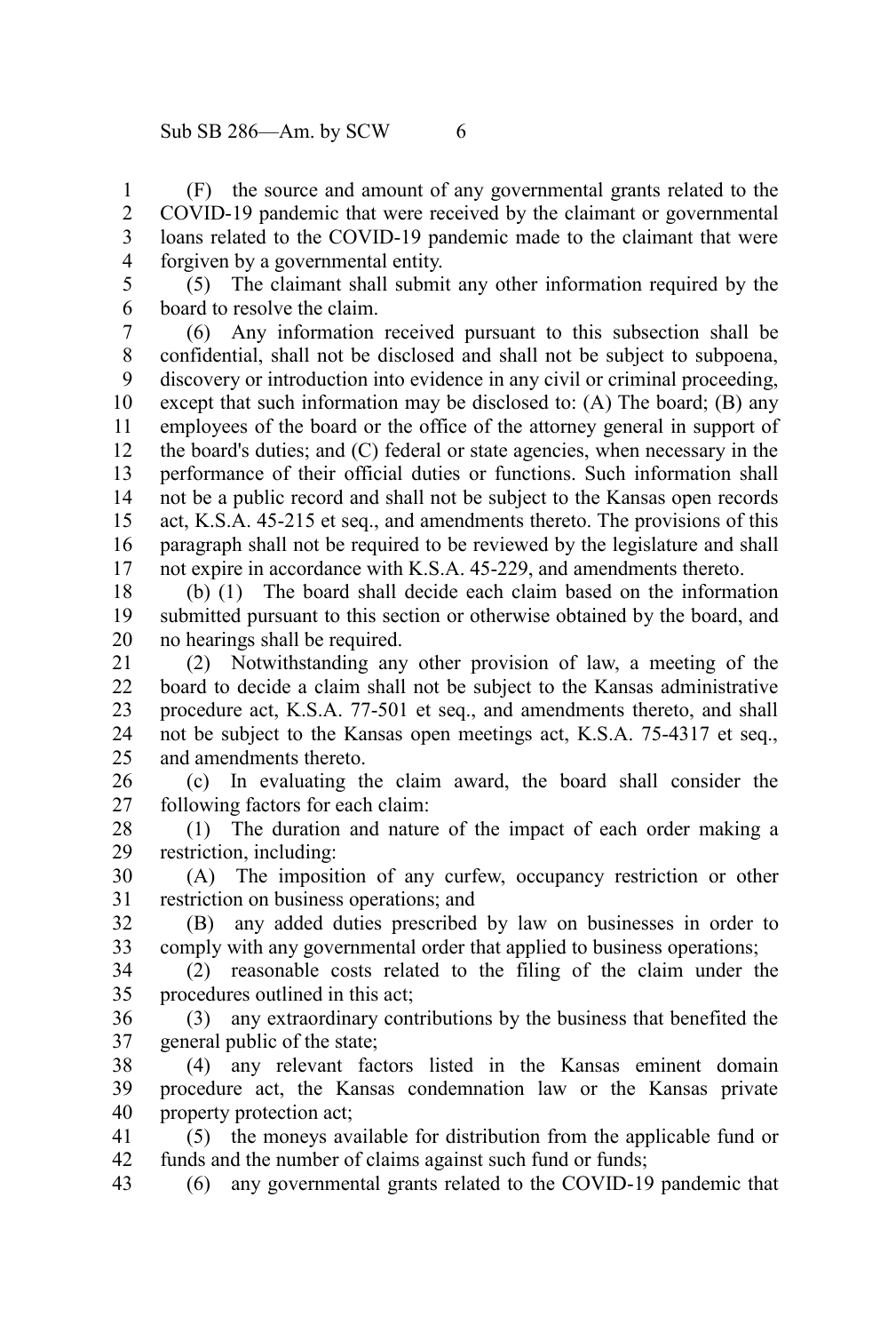(F) the source and amount of any governmental grants related to the COVID-19 pandemic that were received by the claimant or governmental loans related to the COVID-19 pandemic made to the claimant that were forgiven by a governmental entity.

(5) The claimant shall submit any other information required by the board to resolve the claim.

(6) Any information received pursuant to this subsection shall be confidential, shall not be disclosed and shall not be subject to subpoena, discovery or introduction into evidence in any civil or criminal proceeding, except that such information may be disclosed to: (A) The board; (B) any employees of the board or the office of the attorney general in support of the board's duties; and (C) federal or state agencies, when necessary in the performance of their official duties or functions. Such information shall not be a public record and shall not be subject to the Kansas open records act, K.S.A. 45-215 et seq., and amendments thereto. The provisions of this paragraph shall not be required to be reviewed by the legislature and shall not expire in accordance with K.S.A. 45-229, and amendments thereto.

(b) (1) The board shall decide each claim based on the information submitted pursuant to this section or otherwise obtained by the board, and no hearings shall be required.

(2) Notwithstanding any other provision of law, a meeting of the board to decide a claim shall not be subject to the Kansas administrative procedure act, K.S.A. 77-501 et seq., and amendments thereto, and shall not be subject to the Kansas open meetings act, K.S.A. 75-4317 et seq., and amendments thereto.

(c) In evaluating the claim award, the board shall consider the following factors for each claim:

(1) The duration and nature of the impact of each order making a restriction, including:

(A) The imposition of any curfew, occupancy restriction or other restriction on business operations; and

(B) any added duties prescribed by law on businesses in order to comply with any governmental order that applied to business operations;

(2) reasonable costs related to the filing of the claim under the procedures outlined in this act;

(3) any extraordinary contributions by the business that benefited the general public of the state;

(4) any relevant factors listed in the Kansas eminent domain procedure act, the Kansas condemnation law or the Kansas private property protection act;

(5) the moneys available for distribution from the applicable fund or funds and the number of claims against such fund or funds;

(6) any governmental grants related to the COVID-19 pandemic that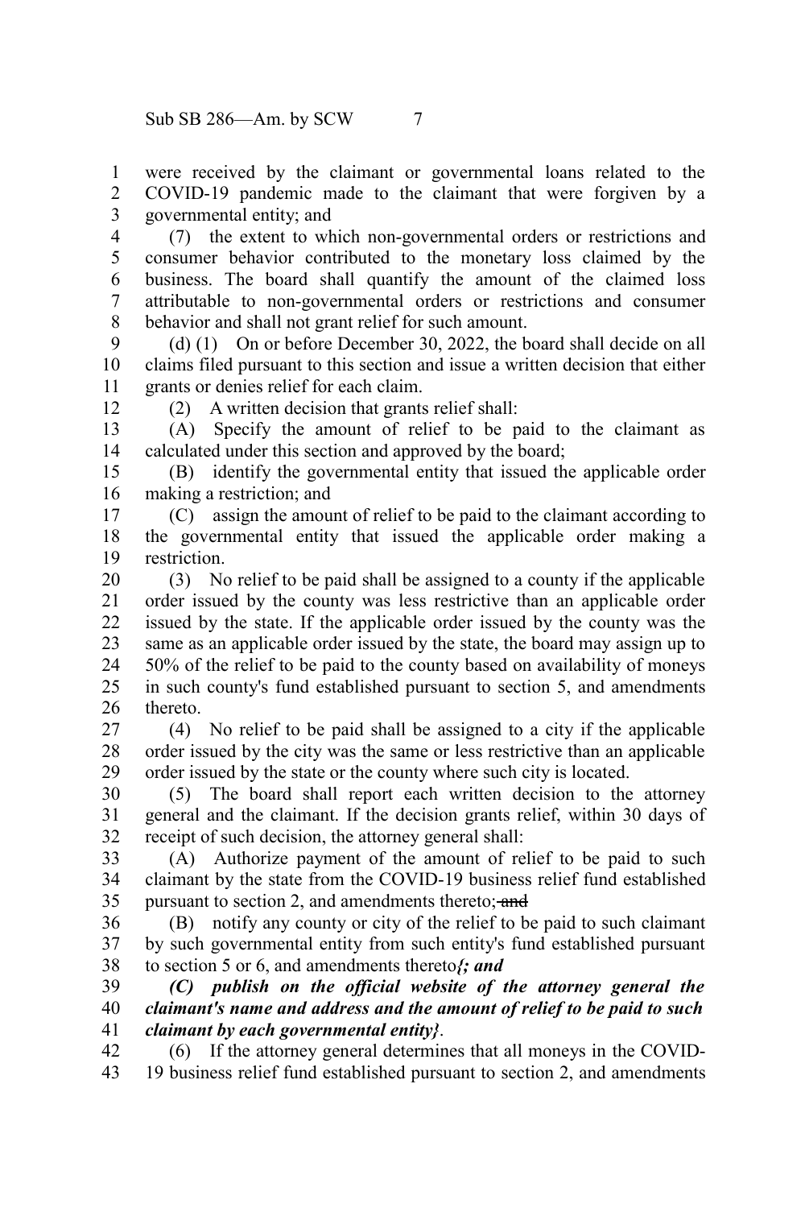were received by the claimant or governmental loans related to the COVID-19 pandemic made to the claimant that were forgiven by a governmental entity; and

(7) the extent to which non-governmental orders or restrictions and consumer behavior contributed to the monetary loss claimed by the business. The board shall quantify the amount of the claimed loss attributable to non-governmental orders or restrictions and consumer behavior and shall not grant relief for such amount.

(d) (1) On or before December 30, 2022, the board shall decide on all claims filed pursuant to this section and issue a written decision that either grants or denies relief for each claim.

(2) A written decision that grants relief shall:

(A) Specify the amount of relief to be paid to the claimant as calculated under this section and approved by the board;

(B) identify the governmental entity that issued the applicable order making a restriction; and

(C) assign the amount of relief to be paid to the claimant according to the governmental entity that issued the applicable order making a restriction.

(3) No relief to be paid shall be assigned to a county if the applicable order issued by the county was less restrictive than an applicable order issued by the state. If the applicable order issued by the county was the same as an applicable order issued by the state, the board may assign up to 50% of the relief to be paid to the county based on availability of moneys in such county's fund established pursuant to section 5, and amendments thereto.

(4) No relief to be paid shall be assigned to a city if the applicable order issued by the city was the same or less restrictive than an applicable order issued by the state or the county where such city is located.

(5) The board shall report each written decision to the attorney general and the claimant. If the decision grants relief, within 30 days of receipt of such decision, the attorney general shall:

(A) Authorize payment of the amount of relief to be paid to such claimant by the state from the COVID-19 business relief fund established pursuant to section 2, and amendments thereto; ~~and~~

(B) notify any county or city of the relief to be paid to such claimant by such governmental entity from such entity's fund established pursuant to section 5 or 6, and amendments thereto***{; and***

***(C) publish on the official website of the attorney general the claimant's name and address and the amount of relief to be paid to such claimant by each governmental entity}***.

(6) If the attorney general determines that all moneys in the COVID-19 business relief fund established pursuant to section 2, and amendments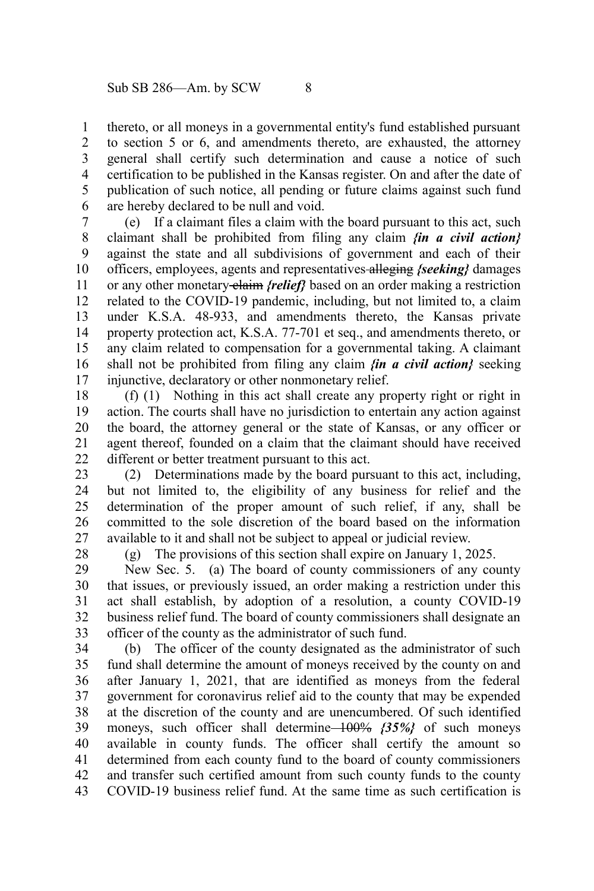thereto, or all moneys in a governmental entity's fund established pursuant to section 5 or 6, and amendments thereto, are exhausted, the attorney general shall certify such determination and cause a notice of such certification to be published in the Kansas register. On and after the date of publication of such notice, all pending or future claims against such fund are hereby declared to be null and void.

(e) If a claimant files a claim with the board pursuant to this act, such claimant shall be prohibited from filing any claim ***{in a civil action}*** against the state and all subdivisions of government and each of their officers, employees, agents and representatives ~~alleging~~ ***{seeking}*** damages or any other monetary ~~claim~~ ***{relief}*** based on an order making a restriction related to the COVID-19 pandemic, including, but not limited to, a claim under K.S.A. 48-933, and amendments thereto, the Kansas private property protection act, K.S.A. 77-701 et seq., and amendments thereto, or any claim related to compensation for a governmental taking. A claimant shall not be prohibited from filing any claim ***{in a civil action}*** seeking injunctive, declaratory or other nonmonetary relief.

(f) (1) Nothing in this act shall create any property right or right in action. The courts shall have no jurisdiction to entertain any action against the board, the attorney general or the state of Kansas, or any officer or agent thereof, founded on a claim that the claimant should have received different or better treatment pursuant to this act.

(2) Determinations made by the board pursuant to this act, including, but not limited to, the eligibility of any business for relief and the determination of the proper amount of such relief, if any, shall be committed to the sole discretion of the board based on the information available to it and shall not be subject to appeal or judicial review.

(g) The provisions of this section shall expire on January 1, 2025.

New Sec. 5. (a) The board of county commissioners of any county that issues, or previously issued, an order making a restriction under this act shall establish, by adoption of a resolution, a county COVID-19 business relief fund. The board of county commissioners shall designate an officer of the county as the administrator of such fund.

(b) The officer of the county designated as the administrator of such fund shall determine the amount of moneys received by the county on and after January 1, 2021, that are identified as moneys from the federal government for coronavirus relief aid to the county that may be expended at the discretion of the county and are unencumbered. Of such identified moneys, such officer shall determine ~~100%~~ ***{35%}*** of such moneys available in county funds. The officer shall certify the amount so determined from each county fund to the board of county commissioners and transfer such certified amount from such county funds to the county COVID-19 business relief fund. At the same time as such certification is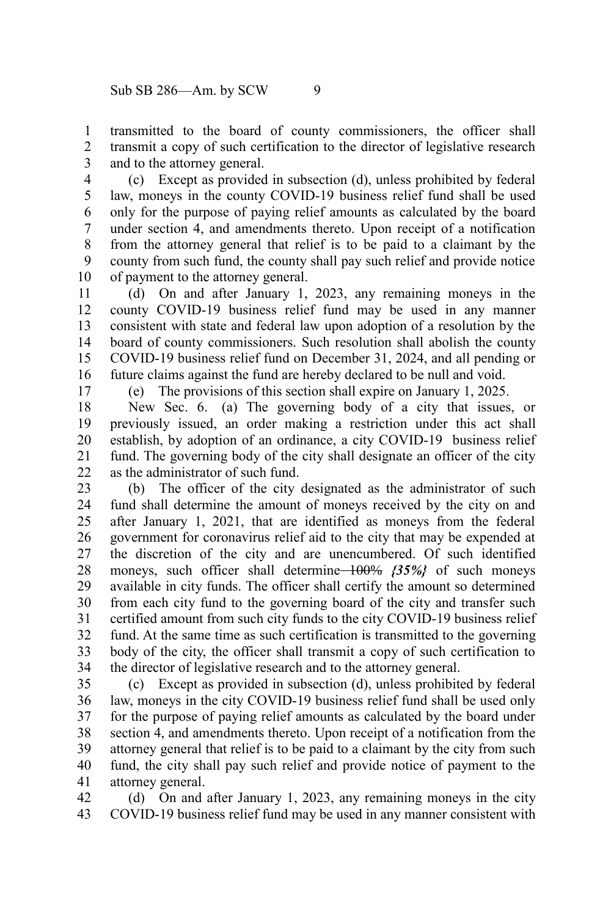transmitted to the board of county commissioners, the officer shall transmit a copy of such certification to the director of legislative research and to the attorney general.

(c) Except as provided in subsection (d), unless prohibited by federal law, moneys in the county COVID-19 business relief fund shall be used only for the purpose of paying relief amounts as calculated by the board under section 4, and amendments thereto. Upon receipt of a notification from the attorney general that relief is to be paid to a claimant by the county from such fund, the county shall pay such relief and provide notice of payment to the attorney general.

(d) On and after January 1, 2023, any remaining moneys in the county COVID-19 business relief fund may be used in any manner consistent with state and federal law upon adoption of a resolution by the board of county commissioners. Such resolution shall abolish the county COVID-19 business relief fund on December 31, 2024, and all pending or future claims against the fund are hereby declared to be null and void.

(e) The provisions of this section shall expire on January 1, 2025.

New Sec. 6. (a) The governing body of a city that issues, or previously issued, an order making a restriction under this act shall establish, by adoption of an ordinance, a city COVID-19 business relief fund. The governing body of the city shall designate an officer of the city as the administrator of such fund.

(b) The officer of the city designated as the administrator of such fund shall determine the amount of moneys received by the city on and after January 1, 2021, that are identified as moneys from the federal government for coronavirus relief aid to the city that may be expended at the discretion of the city and are unencumbered. Of such identified moneys, such officer shall determine ~~100%~~ *{35%}* of such moneys available in city funds. The officer shall certify the amount so determined from each city fund to the governing board of the city and transfer such certified amount from such city funds to the city COVID-19 business relief fund. At the same time as such certification is transmitted to the governing body of the city, the officer shall transmit a copy of such certification to the director of legislative research and to the attorney general.

(c) Except as provided in subsection (d), unless prohibited by federal law, moneys in the city COVID-19 business relief fund shall be used only for the purpose of paying relief amounts as calculated by the board under section 4, and amendments thereto. Upon receipt of a notification from the attorney general that relief is to be paid to a claimant by the city from such fund, the city shall pay such relief and provide notice of payment to the attorney general.

(d) On and after January 1, 2023, any remaining moneys in the city COVID-19 business relief fund may be used in any manner consistent with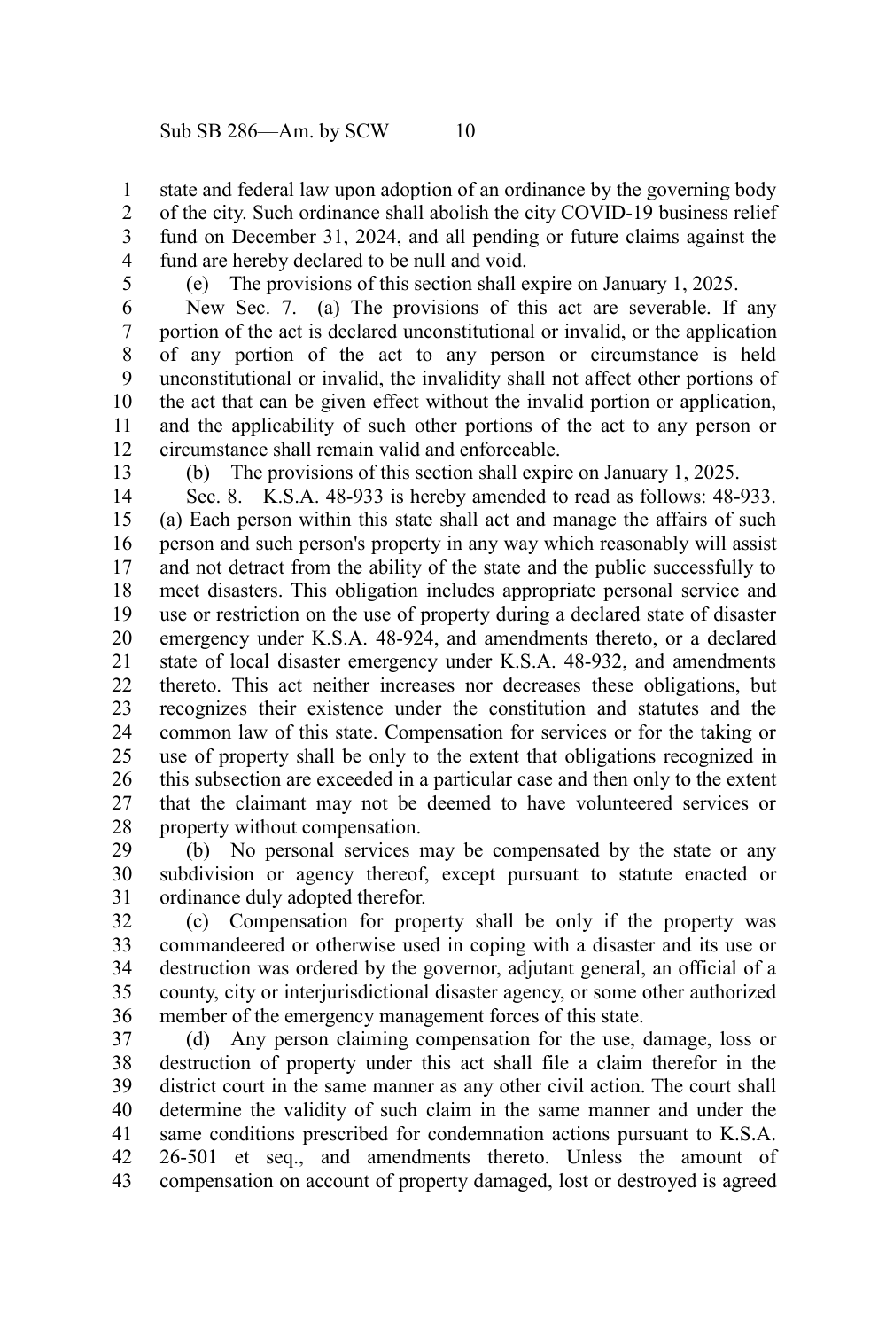state and federal law upon adoption of an ordinance by the governing body of the city. Such ordinance shall abolish the city COVID-19 business relief fund on December 31, 2024, and all pending or future claims against the fund are hereby declared to be null and void.

(e) The provisions of this section shall expire on January 1, 2025.

New Sec. 7. (a) The provisions of this act are severable. If any portion of the act is declared unconstitutional or invalid, or the application of any portion of the act to any person or circumstance is held unconstitutional or invalid, the invalidity shall not affect other portions of the act that can be given effect without the invalid portion or application, and the applicability of such other portions of the act to any person or circumstance shall remain valid and enforceable.

(b) The provisions of this section shall expire on January 1, 2025.

Sec. 8. K.S.A. 48-933 is hereby amended to read as follows: 48-933. (a) Each person within this state shall act and manage the affairs of such person and such person's property in any way which reasonably will assist and not detract from the ability of the state and the public successfully to meet disasters. This obligation includes appropriate personal service and use or restriction on the use of property during a declared state of disaster emergency under K.S.A. 48-924, and amendments thereto, or a declared state of local disaster emergency under K.S.A. 48-932, and amendments thereto. This act neither increases nor decreases these obligations, but recognizes their existence under the constitution and statutes and the common law of this state. Compensation for services or for the taking or use of property shall be only to the extent that obligations recognized in this subsection are exceeded in a particular case and then only to the extent that the claimant may not be deemed to have volunteered services or property without compensation.

(b) No personal services may be compensated by the state or any subdivision or agency thereof, except pursuant to statute enacted or ordinance duly adopted therefor.

(c) Compensation for property shall be only if the property was commandeered or otherwise used in coping with a disaster and its use or destruction was ordered by the governor, adjutant general, an official of a county, city or interjurisdictional disaster agency, or some other authorized member of the emergency management forces of this state.

(d) Any person claiming compensation for the use, damage, loss or destruction of property under this act shall file a claim therefor in the district court in the same manner as any other civil action. The court shall determine the validity of such claim in the same manner and under the same conditions prescribed for condemnation actions pursuant to K.S.A. 26-501 et seq., and amendments thereto. Unless the amount of compensation on account of property damaged, lost or destroyed is agreed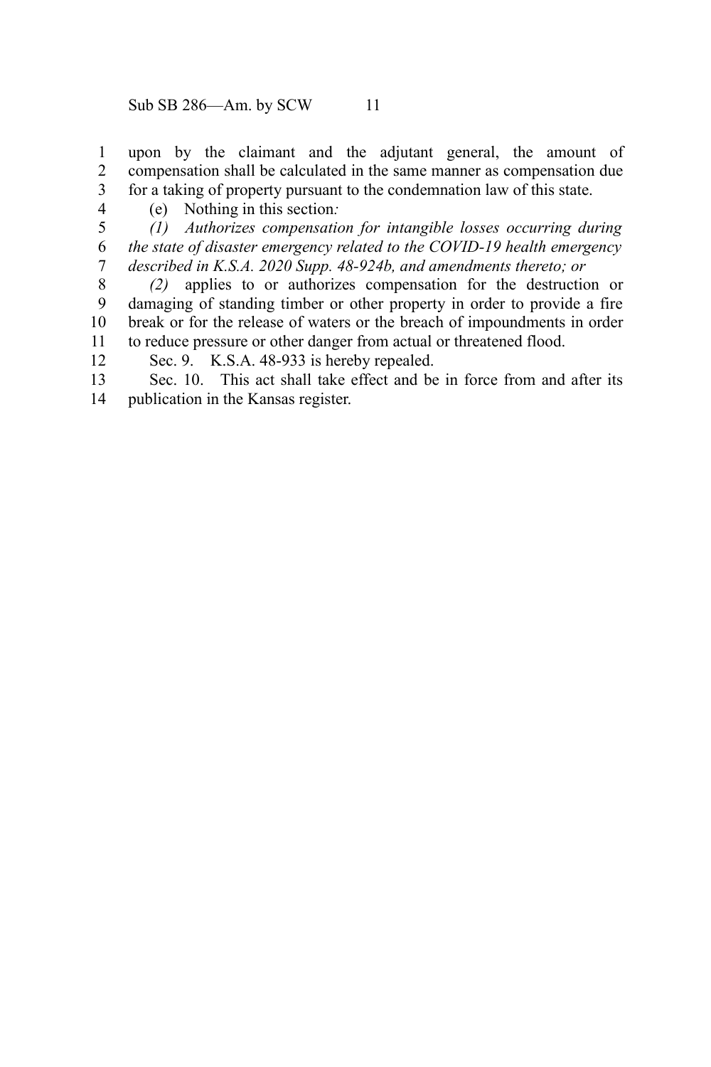upon by the claimant and the adjutant general, the amount of compensation shall be calculated in the same manner as compensation due for a taking of property pursuant to the condemnation law of this state.

(e) Nothing in this section*:*

*(1) Authorizes compensation for intangible losses occurring during the state of disaster emergency related to the COVID-19 health emergency described in K.S.A. 2020 Supp. 48-924b, and amendments thereto; or*

*(2)* applies to or authorizes compensation for the destruction or damaging of standing timber or other property in order to provide a fire break or for the release of waters or the breach of impoundments in order to reduce pressure or other danger from actual or threatened flood.

Sec. 9. K.S.A. 48-933 is hereby repealed.

Sec. 10. This act shall take effect and be in force from and after its publication in the Kansas register.